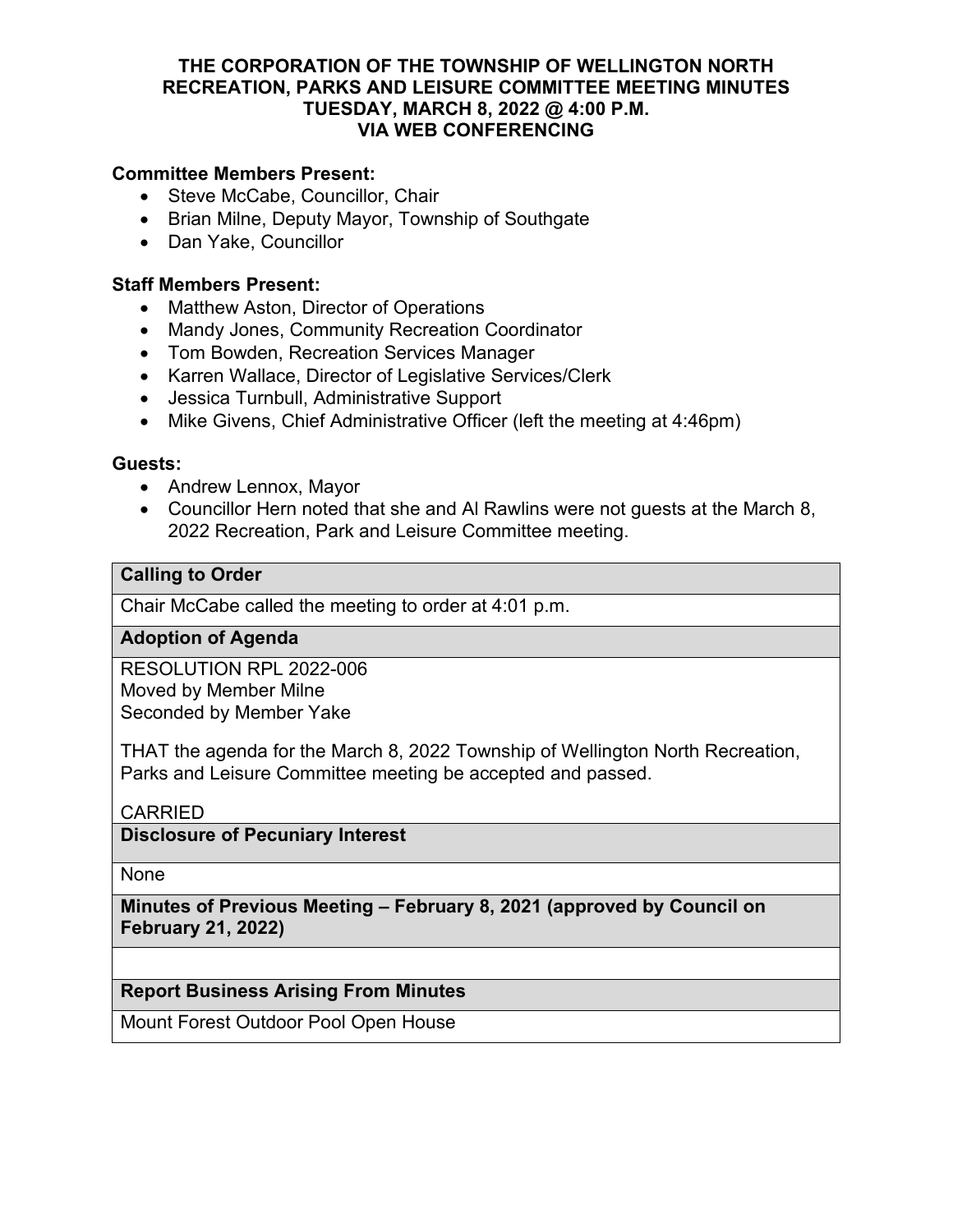# THE CORPORATION OF THE TOWNSHIP OF WELLINGTON NORTH
## RECREATION, PARKS AND LEISURE COMMITTEE MEETING MINUTES
## TUESDAY, MARCH 8, 2022 @ 4:00 P.M.
## VIA WEB CONFERENCING

**Committee Members Present:**

- Steve McCabe, Councillor, Chair
- Brian Milne, Deputy Mayor, Township of Southgate
- Dan Yake, Councillor

**Staff Members Present:**

- Matthew Aston, Director of Operations
- Mandy Jones, Community Recreation Coordinator
- Tom Bowden, Recreation Services Manager
- Karren Wallace, Director of Legislative Services/Clerk
- Jessica Turnbull, Administrative Support
- Mike Givens, Chief Administrative Officer (left the meeting at 4:46pm)

**Guests:**

- Andrew Lennox, Mayor
- Councillor Hern noted that she and Al Rawlins were not guests at the March 8, 2022 Recreation, Park and Leisure Committee meeting.

| **Calling to Order** |
|---|
| Chair McCabe called the meeting to order at 4:01 p.m. |
| **Adoption of Agenda** |
| RESOLUTION RPL 2022-006<br>Moved by Member Milne<br>Seconded by Member Yake<br><br>THAT the agenda for the March 8, 2022 Township of Wellington North Recreation, Parks and Leisure Committee meeting be accepted and passed.<br><br>CARRIED |
| **Disclosure of Pecuniary Interest** |
| None |
| **Minutes of Previous Meeting – February 8, 2021 (approved by Council on February 21, 2022)** |
| |
| **Report Business Arising From Minutes** |
| Mount Forest Outdoor Pool Open House |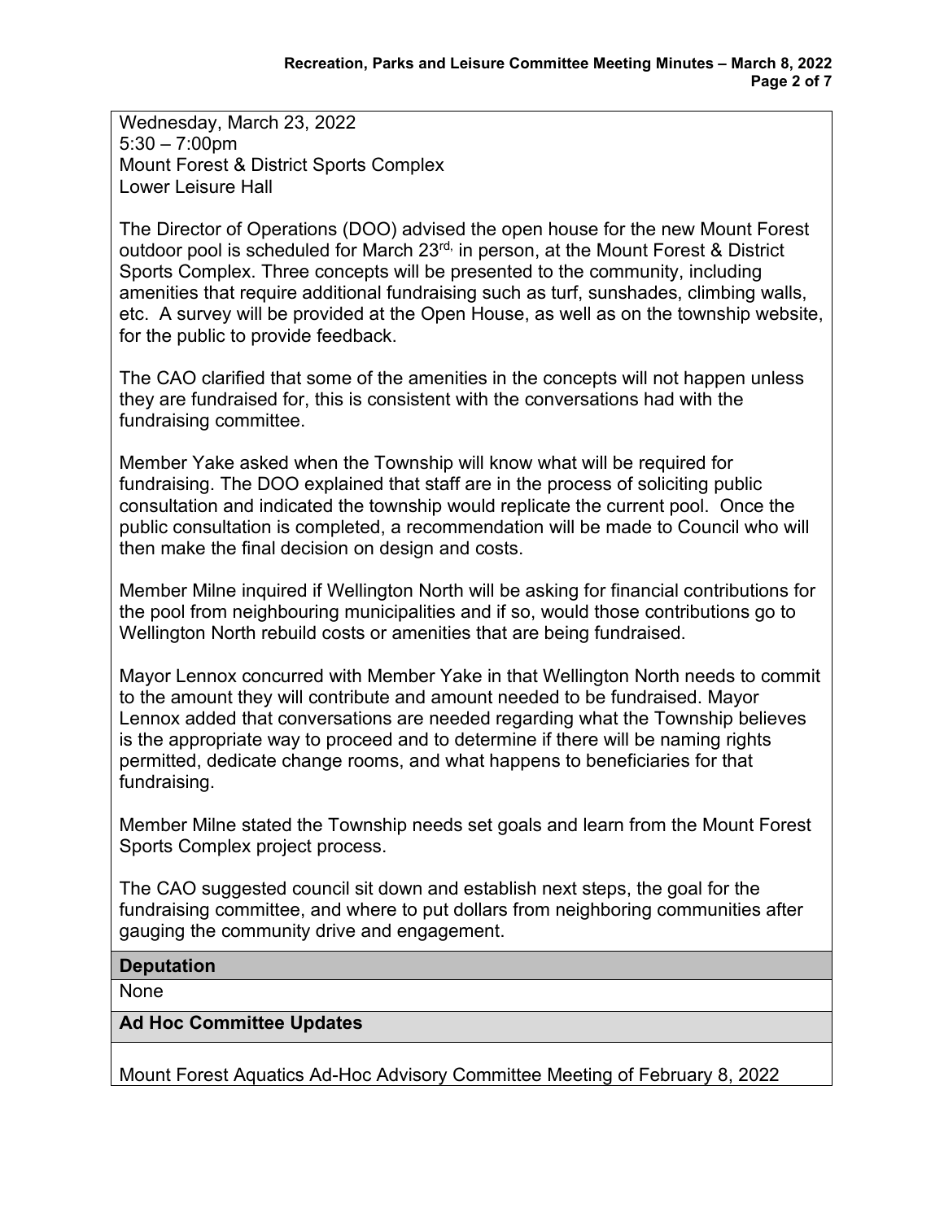Wednesday, March 23, 2022
5:30 – 7:00pm
Mount Forest & District Sports Complex
Lower Leisure Hall

The Director of Operations (DOO) advised the open house for the new Mount Forest outdoor pool is scheduled for March 23rd, in person, at the Mount Forest & District Sports Complex. Three concepts will be presented to the community, including amenities that require additional fundraising such as turf, sunshades, climbing walls, etc. A survey will be provided at the Open House, as well as on the township website, for the public to provide feedback.

The CAO clarified that some of the amenities in the concepts will not happen unless they are fundraised for, this is consistent with the conversations had with the fundraising committee.

Member Yake asked when the Township will know what will be required for fundraising. The DOO explained that staff are in the process of soliciting public consultation and indicated the township would replicate the current pool. Once the public consultation is completed, a recommendation will be made to Council who will then make the final decision on design and costs.

Member Milne inquired if Wellington North will be asking for financial contributions for the pool from neighbouring municipalities and if so, would those contributions go to Wellington North rebuild costs or amenities that are being fundraised.

Mayor Lennox concurred with Member Yake in that Wellington North needs to commit to the amount they will contribute and amount needed to be fundraised. Mayor Lennox added that conversations are needed regarding what the Township believes is the appropriate way to proceed and to determine if there will be naming rights permitted, dedicate change rooms, and what happens to beneficiaries for that fundraising.

Member Milne stated the Township needs set goals and learn from the Mount Forest Sports Complex project process.

The CAO suggested council sit down and establish next steps, the goal for the fundraising committee, and where to put dollars from neighboring communities after gauging the community drive and engagement.

**Deputation**

None

**Ad Hoc Committee Updates**

Mount Forest Aquatics Ad-Hoc Advisory Committee Meeting of February 8, 2022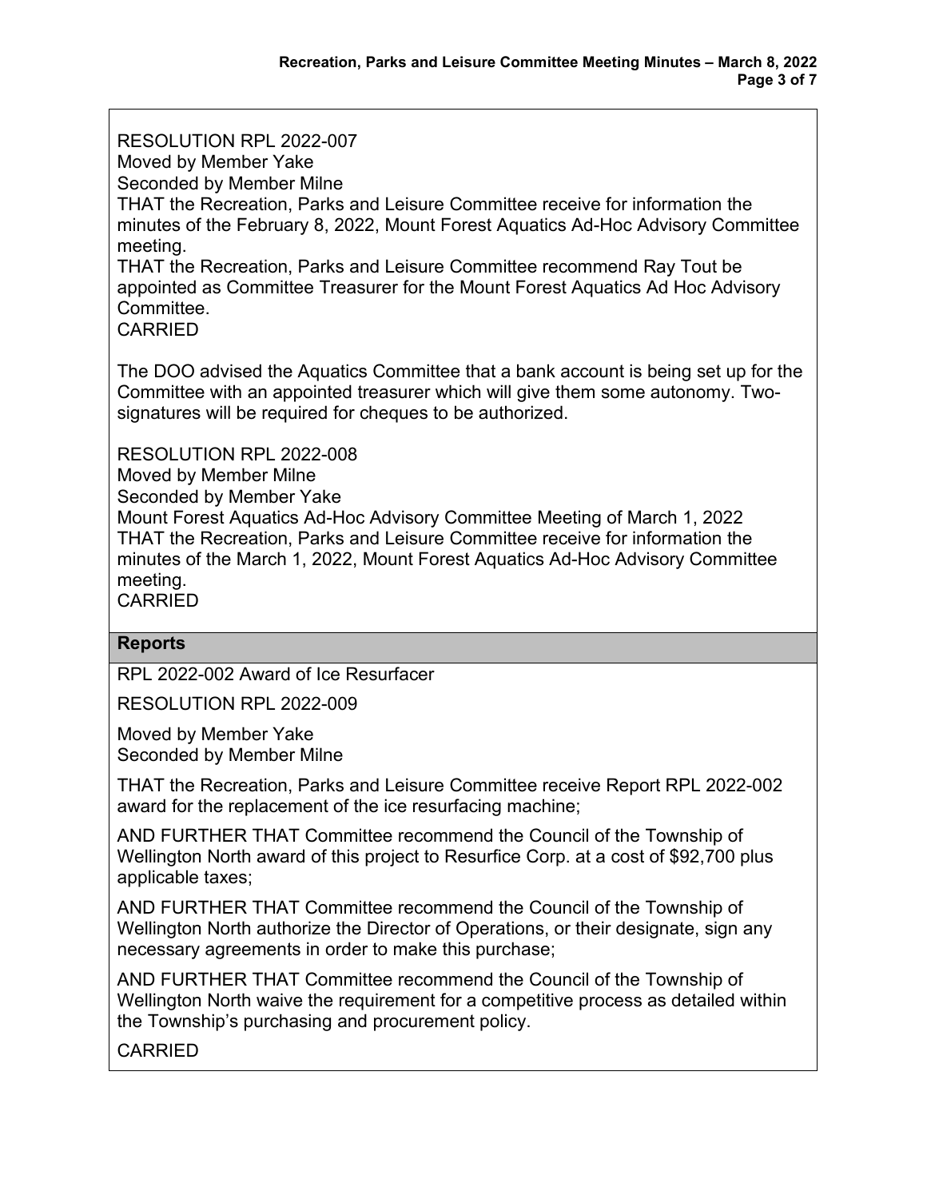RESOLUTION RPL 2022-007
Moved by Member Yake
Seconded by Member Milne
THAT the Recreation, Parks and Leisure Committee receive for information the minutes of the February 8, 2022, Mount Forest Aquatics Ad-Hoc Advisory Committee meeting.
THAT the Recreation, Parks and Leisure Committee recommend Ray Tout be appointed as Committee Treasurer for the Mount Forest Aquatics Ad Hoc Advisory Committee.
CARRIED

The DOO advised the Aquatics Committee that a bank account is being set up for the Committee with an appointed treasurer which will give them some autonomy. Two-signatures will be required for cheques to be authorized.

RESOLUTION RPL 2022-008
Moved by Member Milne
Seconded by Member Yake
Mount Forest Aquatics Ad-Hoc Advisory Committee Meeting of March 1, 2022
THAT the Recreation, Parks and Leisure Committee receive for information the minutes of the March 1, 2022, Mount Forest Aquatics Ad-Hoc Advisory Committee meeting.
CARRIED

## Reports

RPL 2022-002 Award of Ice Resurfacer

RESOLUTION RPL 2022-009

Moved by Member Yake
Seconded by Member Milne

THAT the Recreation, Parks and Leisure Committee receive Report RPL 2022-002 award for the replacement of the ice resurfacing machine;

AND FURTHER THAT Committee recommend the Council of the Township of Wellington North award of this project to Resurfice Corp. at a cost of $92,700 plus applicable taxes;

AND FURTHER THAT Committee recommend the Council of the Township of Wellington North authorize the Director of Operations, or their designate, sign any necessary agreements in order to make this purchase;

AND FURTHER THAT Committee recommend the Council of the Township of Wellington North waive the requirement for a competitive process as detailed within the Township's purchasing and procurement policy.

CARRIED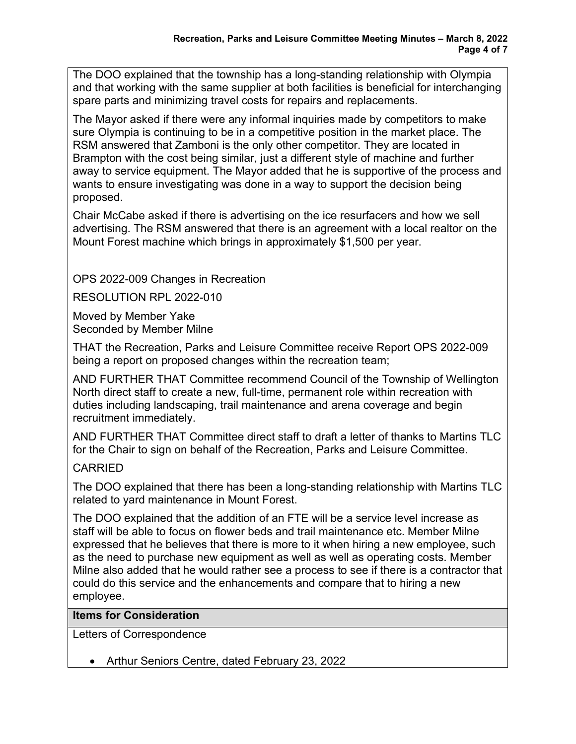The DOO explained that the township has a long-standing relationship with Olympia and that working with the same supplier at both facilities is beneficial for interchanging spare parts and minimizing travel costs for repairs and replacements.

The Mayor asked if there were any informal inquiries made by competitors to make sure Olympia is continuing to be in a competitive position in the market place. The RSM answered that Zamboni is the only other competitor. They are located in Brampton with the cost being similar, just a different style of machine and further away to service equipment. The Mayor added that he is supportive of the process and wants to ensure investigating was done in a way to support the decision being proposed.

Chair McCabe asked if there is advertising on the ice resurfacers and how we sell advertising. The RSM answered that there is an agreement with a local realtor on the Mount Forest machine which brings in approximately $1,500 per year.

OPS 2022-009 Changes in Recreation

RESOLUTION RPL 2022-010

Moved by Member Yake
Seconded by Member Milne

THAT the Recreation, Parks and Leisure Committee receive Report OPS 2022-009 being a report on proposed changes within the recreation team;

AND FURTHER THAT Committee recommend Council of the Township of Wellington North direct staff to create a new, full-time, permanent role within recreation with duties including landscaping, trail maintenance and arena coverage and begin recruitment immediately.

AND FURTHER THAT Committee direct staff to draft a letter of thanks to Martins TLC for the Chair to sign on behalf of the Recreation, Parks and Leisure Committee.

CARRIED

The DOO explained that there has been a long-standing relationship with Martins TLC related to yard maintenance in Mount Forest.

The DOO explained that the addition of an FTE will be a service level increase as staff will be able to focus on flower beds and trail maintenance etc. Member Milne expressed that he believes that there is more to it when hiring a new employee, such as the need to purchase new equipment as well as well as operating costs. Member Milne also added that he would rather see a process to see if there is a contractor that could do this service and the enhancements and compare that to hiring a new employee.

**Items for Consideration**

Letters of Correspondence

- Arthur Seniors Centre, dated February 23, 2022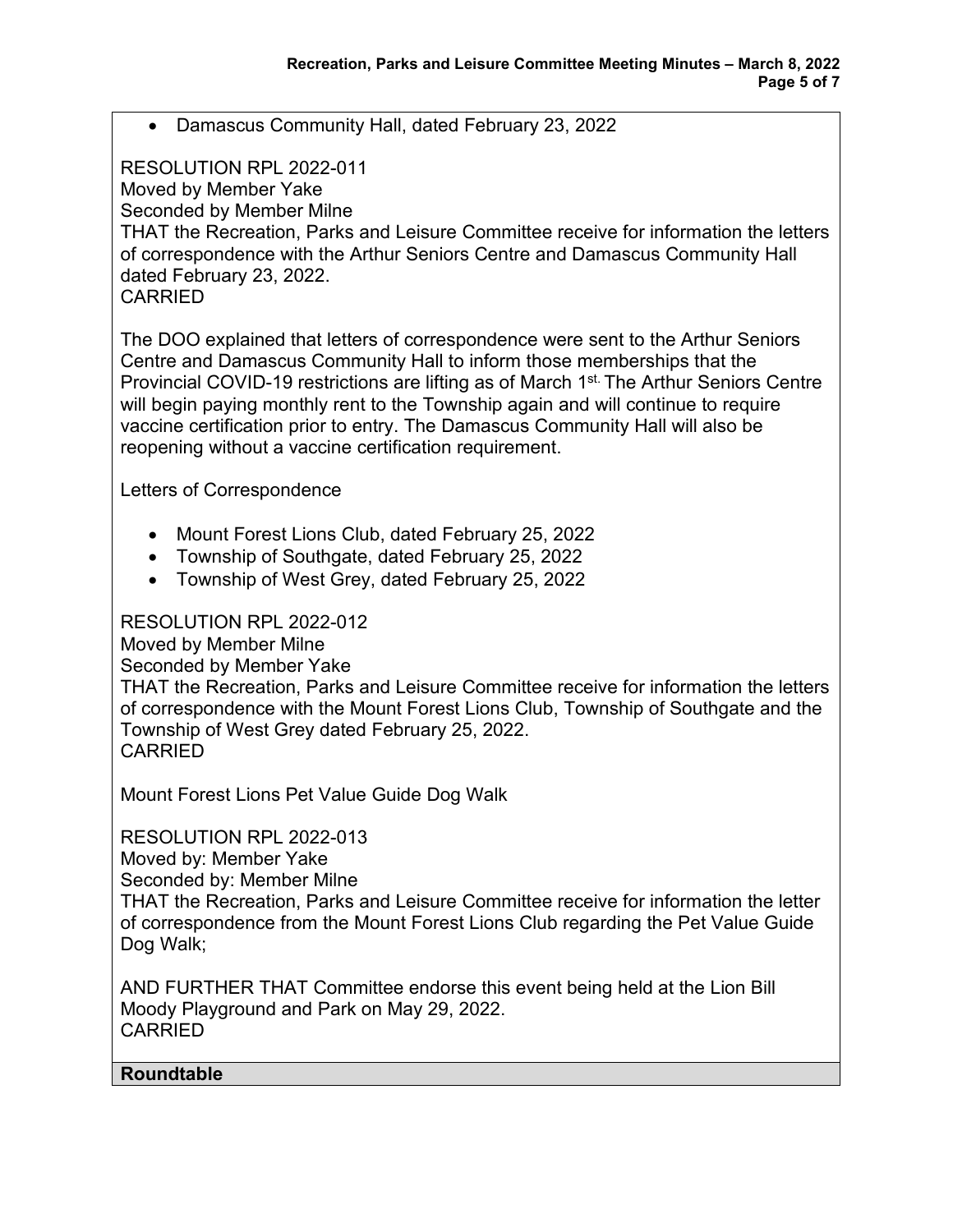- Damascus Community Hall, dated February 23, 2022

RESOLUTION RPL 2022-011
Moved by Member Yake
Seconded by Member Milne
THAT the Recreation, Parks and Leisure Committee receive for information the letters of correspondence with the Arthur Seniors Centre and Damascus Community Hall dated February 23, 2022.
CARRIED

The DOO explained that letters of correspondence were sent to the Arthur Seniors Centre and Damascus Community Hall to inform those memberships that the Provincial COVID-19 restrictions are lifting as of March 1st. The Arthur Seniors Centre will begin paying monthly rent to the Township again and will continue to require vaccine certification prior to entry. The Damascus Community Hall will also be reopening without a vaccine certification requirement.

Letters of Correspondence

- Mount Forest Lions Club, dated February 25, 2022
- Township of Southgate, dated February 25, 2022
- Township of West Grey, dated February 25, 2022

RESOLUTION RPL 2022-012
Moved by Member Milne
Seconded by Member Yake
THAT the Recreation, Parks and Leisure Committee receive for information the letters of correspondence with the Mount Forest Lions Club, Township of Southgate and the Township of West Grey dated February 25, 2022.
CARRIED

Mount Forest Lions Pet Value Guide Dog Walk

RESOLUTION RPL 2022-013
Moved by: Member Yake
Seconded by: Member Milne
THAT the Recreation, Parks and Leisure Committee receive for information the letter of correspondence from the Mount Forest Lions Club regarding the Pet Value Guide Dog Walk;

AND FURTHER THAT Committee endorse this event being held at the Lion Bill Moody Playground and Park on May 29, 2022.
CARRIED

**Roundtable**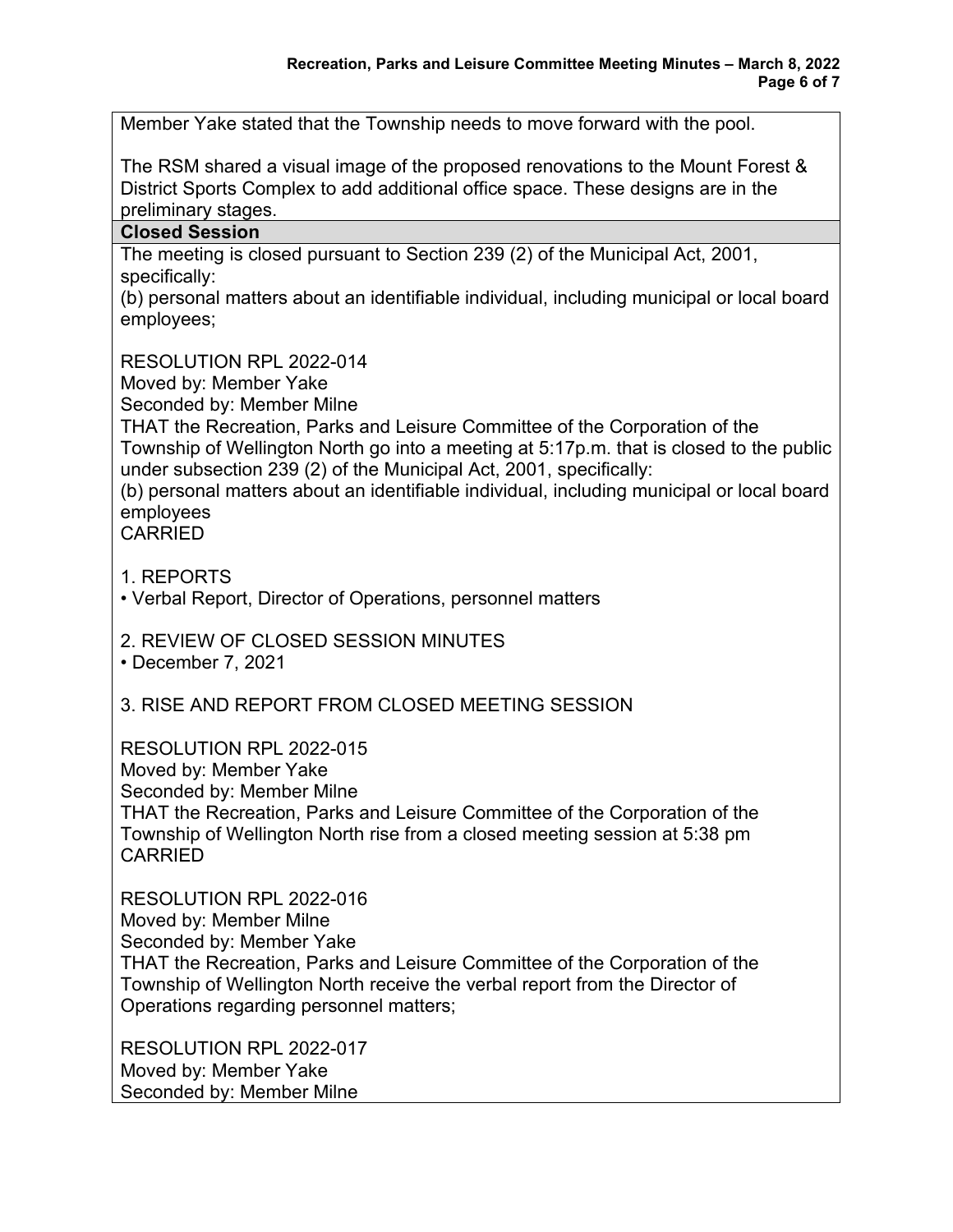Member Yake stated that the Township needs to move forward with the pool.

The RSM shared a visual image of the proposed renovations to the Mount Forest & District Sports Complex to add additional office space. These designs are in the preliminary stages.

**Closed Session**

The meeting is closed pursuant to Section 239 (2) of the Municipal Act, 2001, specifically:
(b) personal matters about an identifiable individual, including municipal or local board employees;

RESOLUTION RPL 2022-014
Moved by: Member Yake
Seconded by: Member Milne
THAT the Recreation, Parks and Leisure Committee of the Corporation of the Township of Wellington North go into a meeting at 5:17p.m. that is closed to the public under subsection 239 (2) of the Municipal Act, 2001, specifically:
(b) personal matters about an identifiable individual, including municipal or local board employees
CARRIED

1. REPORTS
- Verbal Report, Director of Operations, personnel matters

2. REVIEW OF CLOSED SESSION MINUTES
- December 7, 2021

3. RISE AND REPORT FROM CLOSED MEETING SESSION

RESOLUTION RPL 2022-015
Moved by: Member Yake
Seconded by: Member Milne
THAT the Recreation, Parks and Leisure Committee of the Corporation of the Township of Wellington North rise from a closed meeting session at 5:38 pm
CARRIED

RESOLUTION RPL 2022-016
Moved by: Member Milne
Seconded by: Member Yake
THAT the Recreation, Parks and Leisure Committee of the Corporation of the Township of Wellington North receive the verbal report from the Director of Operations regarding personnel matters;

RESOLUTION RPL 2022-017
Moved by: Member Yake
Seconded by: Member Milne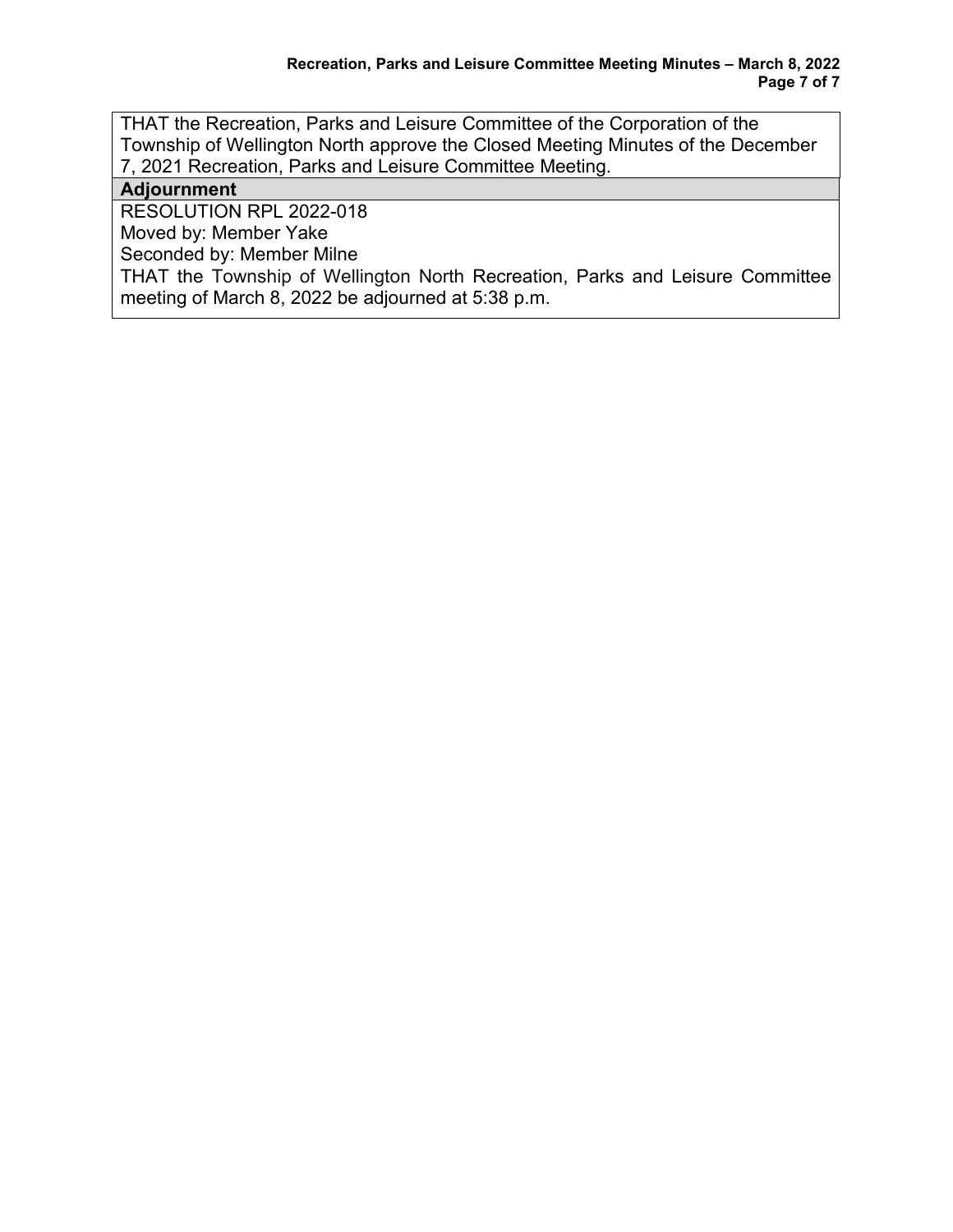THAT the Recreation, Parks and Leisure Committee of the Corporation of the Township of Wellington North approve the Closed Meeting Minutes of the December 7, 2021 Recreation, Parks and Leisure Committee Meeting.

**Adjournment**

RESOLUTION RPL 2022-018
Moved by: Member Yake
Seconded by: Member Milne
THAT the Township of Wellington North Recreation, Parks and Leisure Committee meeting of March 8, 2022 be adjourned at 5:38 p.m.